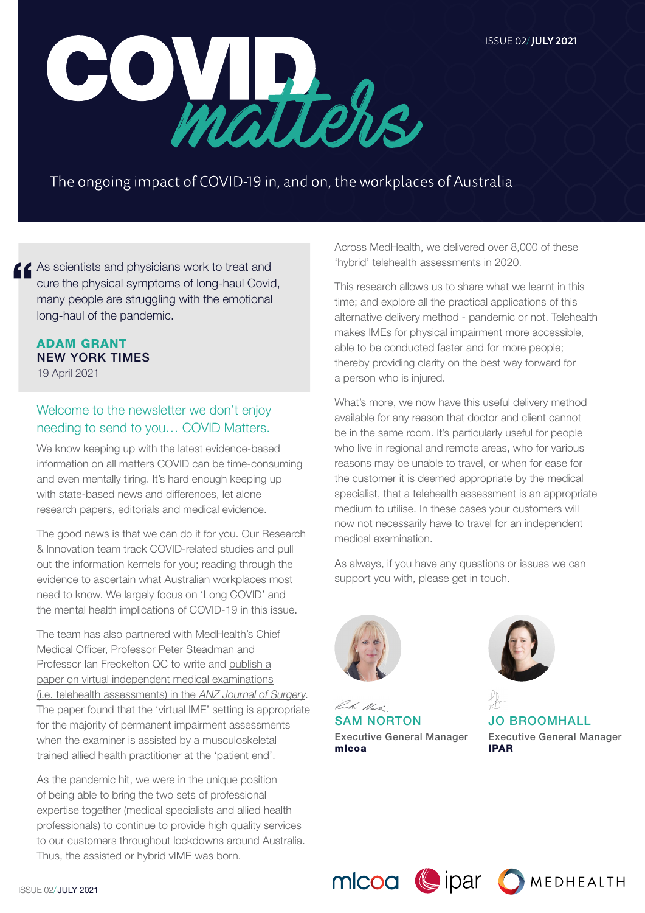# COVID matters

ISSUE 02/ **JULY 2021**

The ongoing impact of COVID-19 in, and on, the workplaces of Australia

> As scientists and physicians work to treat and cure the physical symptoms of long-haul Covid, many people are struggling with the emotional long-haul of the pandemic.
>
> **ADAM GRANT**
> **NEW YORK TIMES**
> 19 April 2021

## Welcome to the newsletter we don't enjoy needing to send to you… COVID Matters.

We know keeping up with the latest evidence-based information on all matters COVID can be time-consuming and even mentally tiring. It's hard enough keeping up with state-based news and differences, let alone research papers, editorials and medical evidence.

The good news is that we can do it for you. Our Research & Innovation team track COVID-related studies and pull out the information kernels for you; reading through the evidence to ascertain what Australian workplaces most need to know. We largely focus on 'Long COVID' and the mental health implications of COVID-19 in this issue.

The team has also partnered with MedHealth's Chief Medical Officer, Professor Peter Steadman and Professor Ian Freckelton QC to write and publish a paper on virtual independent medical examinations (i.e. telehealth assessments) in the *ANZ Journal of Surgery*. The paper found that the 'virtual IME' setting is appropriate for the majority of permanent impairment assessments when the examiner is assisted by a musculoskeletal trained allied health practitioner at the 'patient end'.

As the pandemic hit, we were in the unique position of being able to bring the two sets of professional expertise together (medical specialists and allied health professionals) to continue to provide high quality services to our customers throughout lockdowns around Australia. Thus, the assisted or hybrid vIME was born.

Across MedHealth, we delivered over 8,000 of these 'hybrid' telehealth assessments in 2020.

This research allows us to share what we learnt in this time; and explore all the practical applications of this alternative delivery method - pandemic or not. Telehealth makes IMEs for physical impairment more accessible, able to be conducted faster and for more people; thereby providing clarity on the best way forward for a person who is injured.

What's more, we now have this useful delivery method available for any reason that doctor and client cannot be in the same room. It's particularly useful for people who live in regional and remote areas, who for various reasons may be unable to travel, or when for ease for the customer it is deemed appropriate by the medical specialist, that a telehealth assessment is an appropriate medium to utilise. In these cases your customers will now not necessarily have to travel for an independent medical examination.

As always, if you have any questions or issues we can support you with, please get in touch.

**SAM NORTON**
Executive General Manager
**mlcoa**

**JO BROOMHALL**
Executive General Manager
**IPAR**

mlcoa | ipar | MEDHEALTH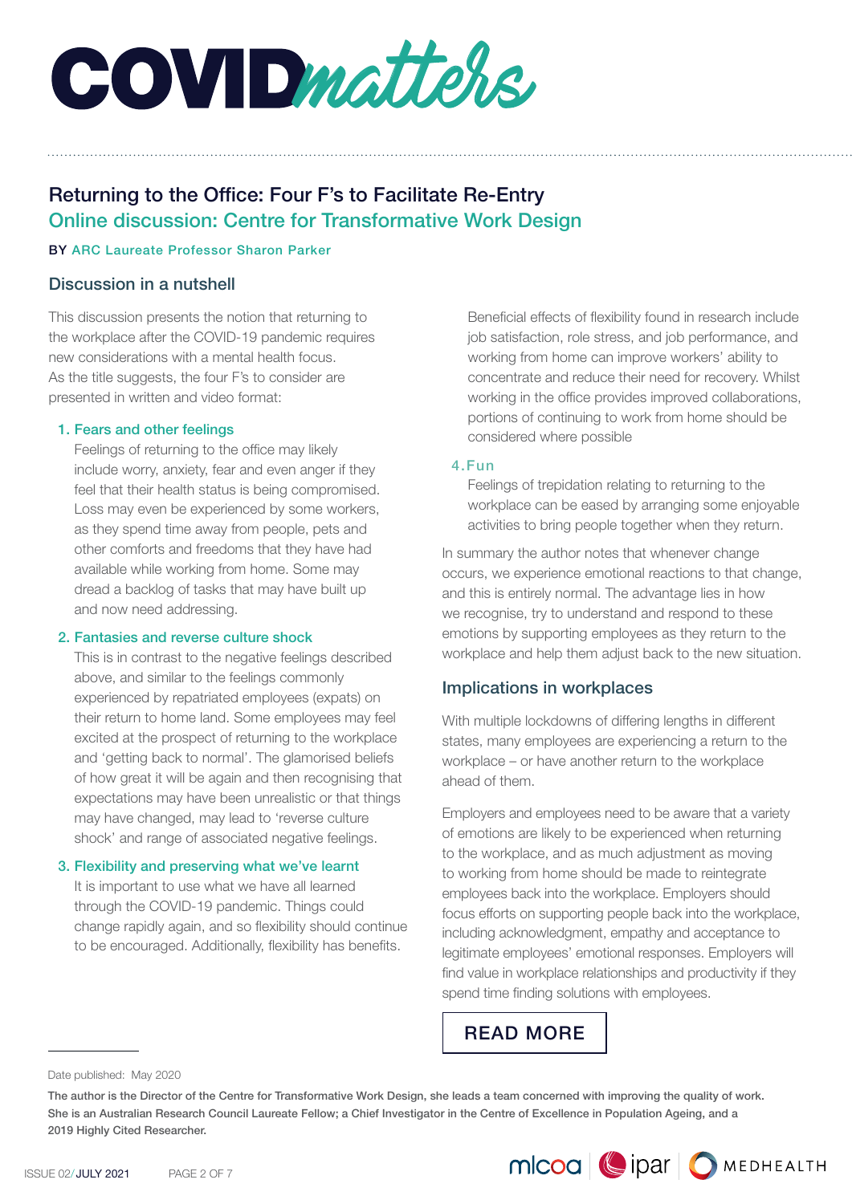# COVIDmatters

## Returning to the Office: Four F's to Facilitate Re-Entry
### Online discussion: Centre for Transformative Work Design

BY ARC Laureate Professor Sharon Parker

### Discussion in a nutshell

This discussion presents the notion that returning to the workplace after the COVID-19 pandemic requires new considerations with a mental health focus. As the title suggests, the four F's to consider are presented in written and video format:

1. **Fears and other feelings**
   Feelings of returning to the office may likely include worry, anxiety, fear and even anger if they feel that their health status is being compromised. Loss may even be experienced by some workers, as they spend time away from people, pets and other comforts and freedoms that they have had available while working from home. Some may dread a backlog of tasks that may have built up and now need addressing.

2. **Fantasies and reverse culture shock**
   This is in contrast to the negative feelings described above, and similar to the feelings commonly experienced by repatriated employees (expats) on their return to home land. Some employees may feel excited at the prospect of returning to the workplace and 'getting back to normal'. The glamorised beliefs of how great it will be again and then recognising that expectations may have been unrealistic or that things may have changed, may lead to 'reverse culture shock' and range of associated negative feelings.

3. **Flexibility and preserving what we've learnt**
   It is important to use what we have all learned through the COVID-19 pandemic. Things could change rapidly again, and so flexibility should continue to be encouraged. Additionally, flexibility has benefits. Beneficial effects of flexibility found in research include job satisfaction, role stress, and job performance, and working from home can improve workers' ability to concentrate and reduce their need for recovery. Whilst working in the office provides improved collaborations, portions of continuing to work from home should be considered where possible

4. **Fun**
   Feelings of trepidation relating to returning to the workplace can be eased by arranging some enjoyable activities to bring people together when they return.

In summary the author notes that whenever change occurs, we experience emotional reactions to that change, and this is entirely normal. The advantage lies in how we recognise, try to understand and respond to these emotions by supporting employees as they return to the workplace and help them adjust back to the new situation.

### Implications in workplaces

With multiple lockdowns of differing lengths in different states, many employees are experiencing a return to the workplace – or have another return to the workplace ahead of them.

Employers and employees need to be aware that a variety of emotions are likely to be experienced when returning to the workplace, and as much adjustment as moving to working from home should be made to reintegrate employees back into the workplace. Employers should focus efforts on supporting people back into the workplace, including acknowledgment, empathy and acceptance to legitimate employees' emotional responses. Employers will find value in workplace relationships and productivity if they spend time finding solutions with employees.

READ MORE

---

Date published: May 2020

**The author is the Director of the Centre for Transformative Work Design, she leads a team concerned with improving the quality of work. She is an Australian Research Council Laureate Fellow; a Chief Investigator in the Centre of Excellence in Population Ageing, and a 2019 Highly Cited Researcher.**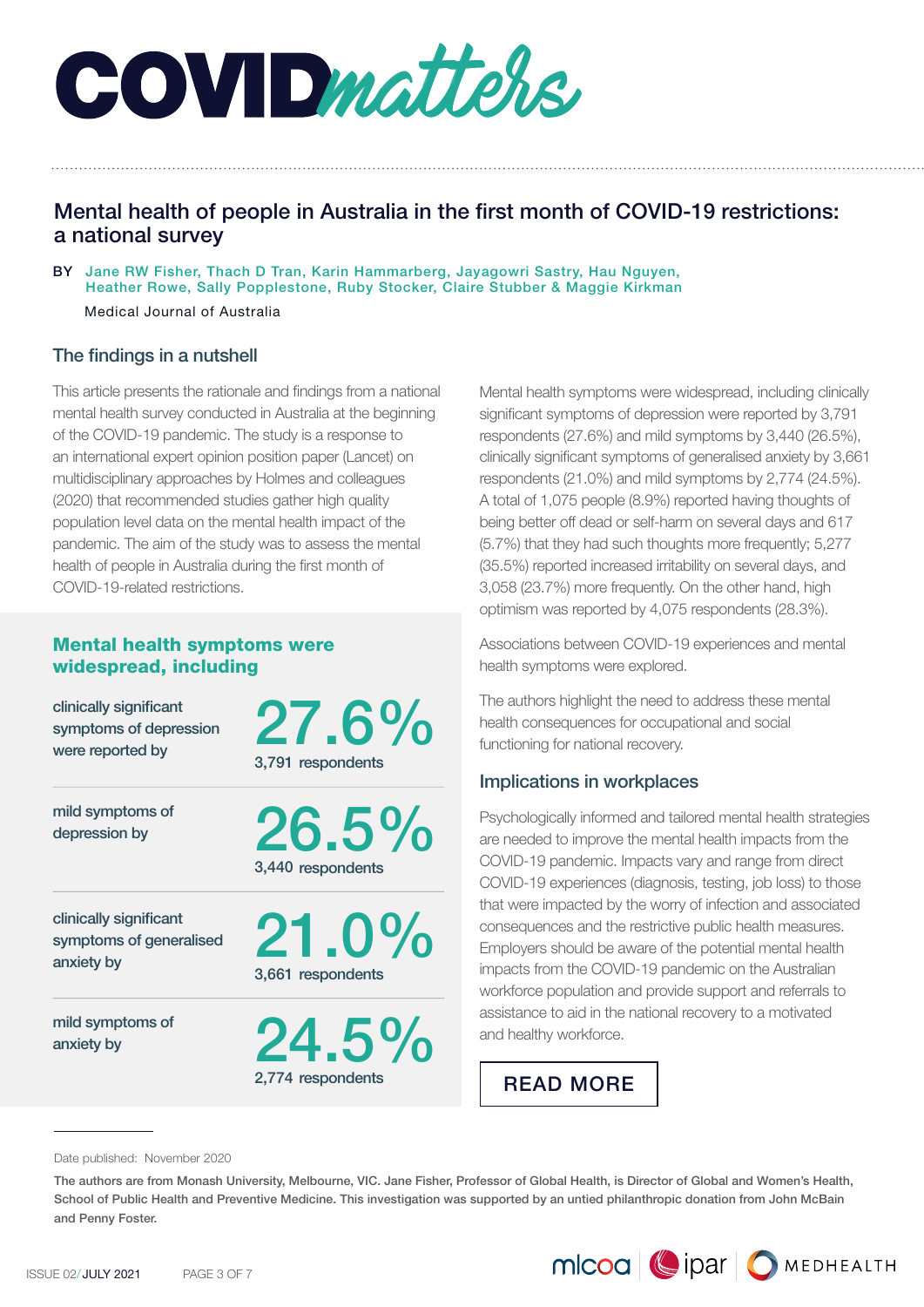# COVIDmatters

## Mental health of people in Australia in the first month of COVID-19 restrictions: a national survey

BY Jane RW Fisher, Thach D Tran, Karin Hammarberg, Jayagowri Sastry, Hau Nguyen, Heather Rowe, Sally Popplestone, Ruby Stocker, Claire Stubber & Maggie Kirkman

Medical Journal of Australia

### The findings in a nutshell

This article presents the rationale and findings from a national mental health survey conducted in Australia at the beginning of the COVID-19 pandemic. The study is a response to an international expert opinion position paper (Lancet) on multidisciplinary approaches by Holmes and colleagues (2020) that recommended studies gather high quality population level data on the mental health impact of the pandemic. The aim of the study was to assess the mental health of people in Australia during the first month of COVID-19-related restrictions.

### Mental health symptoms were widespread, including

| | |
|---|---|
| clinically significant symptoms of depression were reported by | **27.6%** 3,791 respondents |
| mild symptoms of depression by | **26.5%** 3,440 respondents |
| clinically significant symptoms of generalised anxiety by | **21.0%** 3,661 respondents |
| mild symptoms of anxiety by | **24.5%** 2,774 respondents |

Mental health symptoms were widespread, including clinically significant symptoms of depression were reported by 3,791 respondents (27.6%) and mild symptoms by 3,440 (26.5%), clinically significant symptoms of generalised anxiety by 3,661 respondents (21.0%) and mild symptoms by 2,774 (24.5%). A total of 1,075 people (8.9%) reported having thoughts of being better off dead or self-harm on several days and 617 (5.7%) that they had such thoughts more frequently; 5,277 (35.5%) reported increased irritability on several days, and 3,058 (23.7%) more frequently. On the other hand, high optimism was reported by 4,075 respondents (28.3%).

Associations between COVID-19 experiences and mental health symptoms were explored.

The authors highlight the need to address these mental health consequences for occupational and social functioning for national recovery.

### Implications in workplaces

Psychologically informed and tailored mental health strategies are needed to improve the mental health impacts from the COVID-19 pandemic. Impacts vary and range from direct COVID-19 experiences (diagnosis, testing, job loss) to those that were impacted by the worry of infection and associated consequences and the restrictive public health measures. Employers should be aware of the potential mental health impacts from the COVID-19 pandemic on the Australian workforce population and provide support and referrals to assistance to aid in the national recovery to a motivated and healthy workforce.

READ MORE

---

Date published: November 2020

The authors are from Monash University, Melbourne, VIC. Jane Fisher, Professor of Global Health, is Director of Global and Women's Health, School of Public Health and Preventive Medicine. This investigation was supported by an untied philanthropic donation from John McBain and Penny Foster.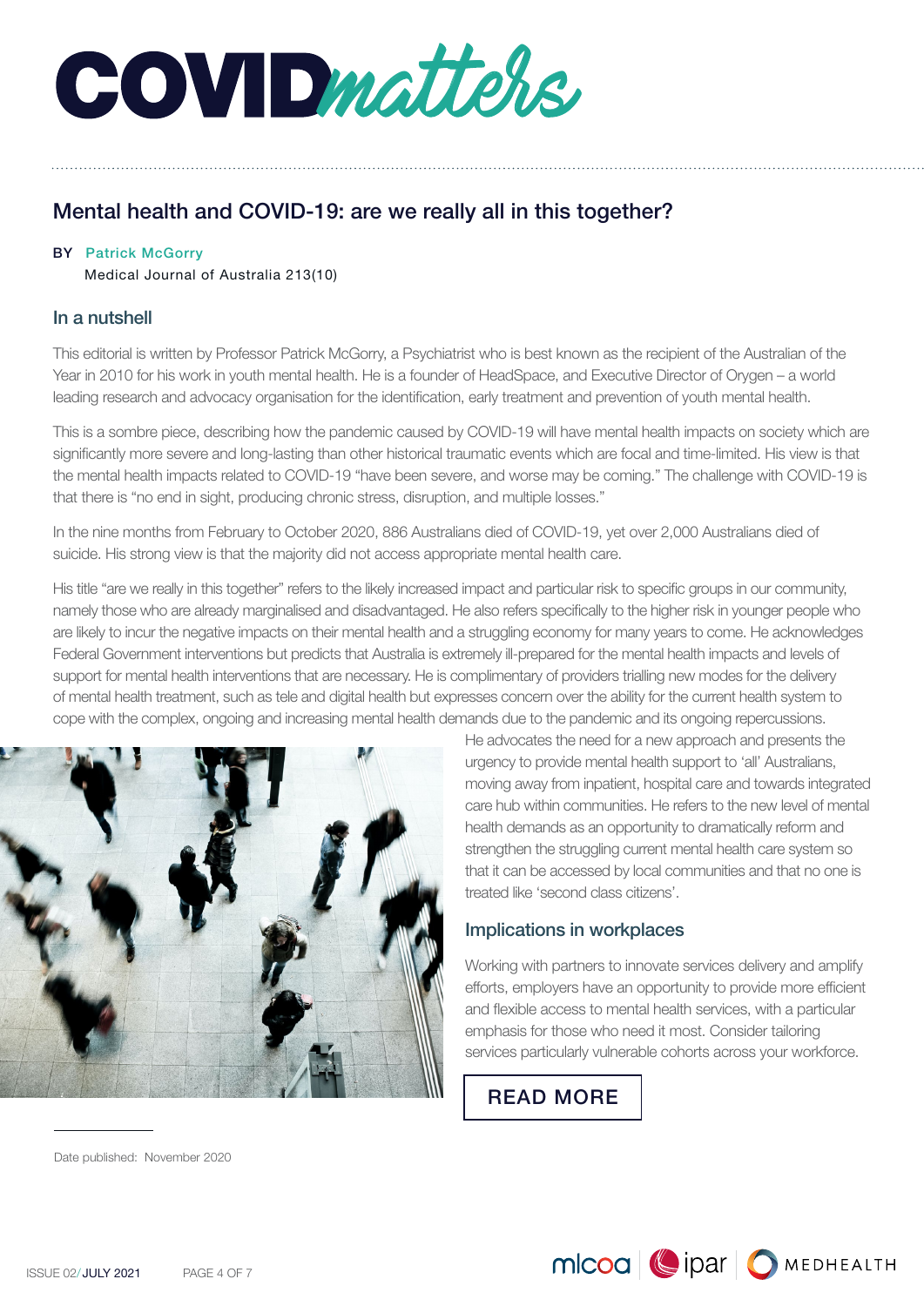# COVIDmatters

## Mental health and COVID-19: are we really all in this together?

BY Patrick McGorry
Medical Journal of Australia 213(10)

### In a nutshell

This editorial is written by Professor Patrick McGorry, a Psychiatrist who is best known as the recipient of the Australian of the Year in 2010 for his work in youth mental health. He is a founder of HeadSpace, and Executive Director of Orygen – a world leading research and advocacy organisation for the identification, early treatment and prevention of youth mental health.

This is a sombre piece, describing how the pandemic caused by COVID-19 will have mental health impacts on society which are significantly more severe and long-lasting than other historical traumatic events which are focal and time-limited. His view is that the mental health impacts related to COVID-19 "have been severe, and worse may be coming." The challenge with COVID-19 is that there is "no end in sight, producing chronic stress, disruption, and multiple losses."

In the nine months from February to October 2020, 886 Australians died of COVID-19, yet over 2,000 Australians died of suicide. His strong view is that the majority did not access appropriate mental health care.

His title "are we really in this together" refers to the likely increased impact and particular risk to specific groups in our community, namely those who are already marginalised and disadvantaged. He also refers specifically to the higher risk in younger people who are likely to incur the negative impacts on their mental health and a struggling economy for many years to come. He acknowledges Federal Government interventions but predicts that Australia is extremely ill-prepared for the mental health impacts and levels of support for mental health interventions that are necessary. He is complimentary of providers trialling new modes for the delivery of mental health treatment, such as tele and digital health but expresses concern over the ability for the current health system to cope with the complex, ongoing and increasing mental health demands due to the pandemic and its ongoing repercussions.

He advocates the need for a new approach and presents the urgency to provide mental health support to 'all' Australians, moving away from inpatient, hospital care and towards integrated care hub within communities. He refers to the new level of mental health demands as an opportunity to dramatically reform and strengthen the struggling current mental health care system so that it can be accessed by local communities and that no one is treated like 'second class citizens'.

### Implications in workplaces

Working with partners to innovate services delivery and amplify efforts, employers have an opportunity to provide more efficient and flexible access to mental health services, with a particular emphasis for those who need it most. Consider tailoring services particularly vulnerable cohorts across your workforce.

READ MORE

Date published: November 2020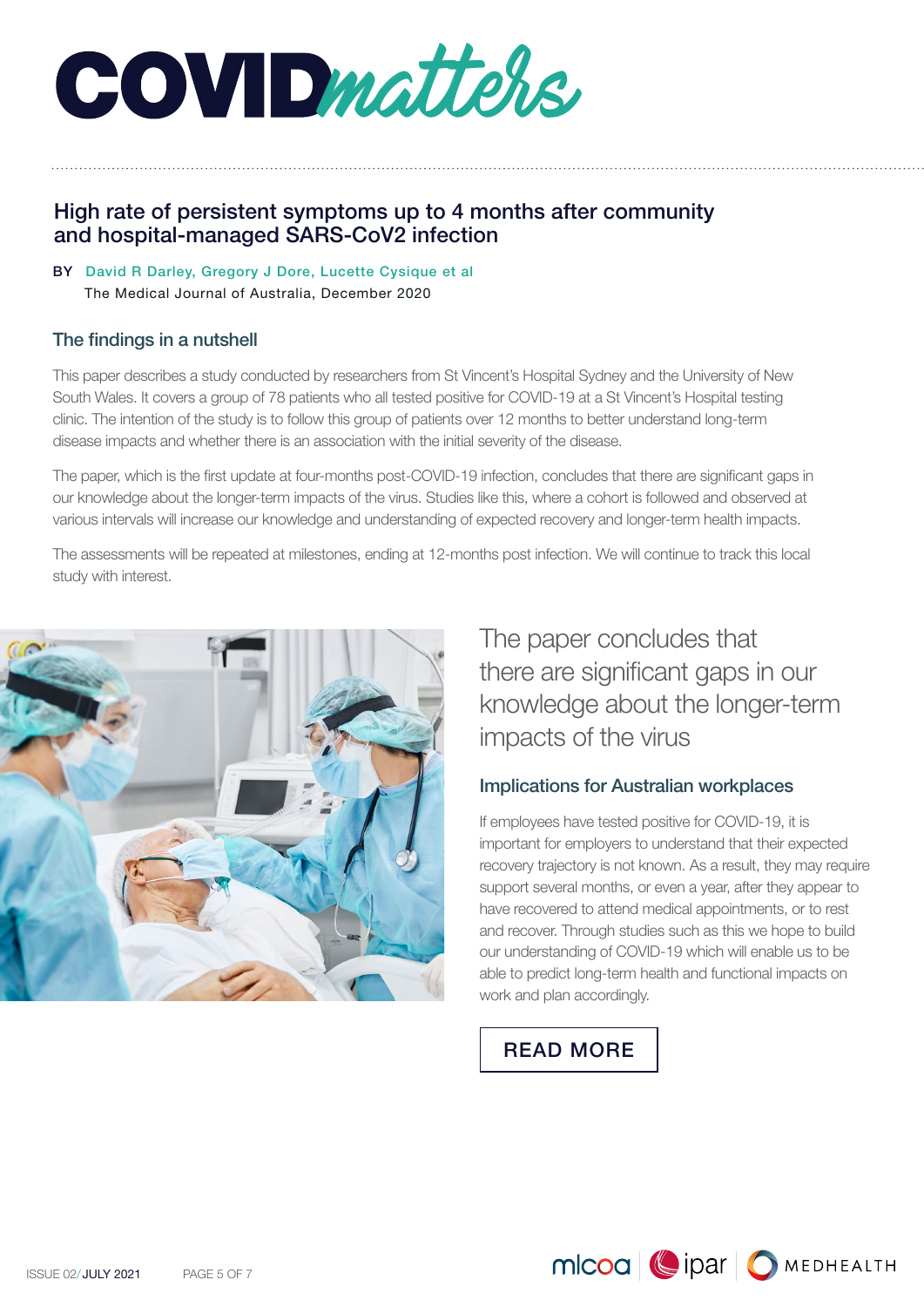# COVIDmatters

## High rate of persistent symptoms up to 4 months after community and hospital-managed SARS-CoV2 infection

BY David R Darley, Gregory J Dore, Lucette Cysique et al
The Medical Journal of Australia, December 2020

### The findings in a nutshell

This paper describes a study conducted by researchers from St Vincent's Hospital Sydney and the University of New South Wales. It covers a group of 78 patients who all tested positive for COVID-19 at a St Vincent's Hospital testing clinic. The intention of the study is to follow this group of patients over 12 months to better understand long-term disease impacts and whether there is an association with the initial severity of the disease.

The paper, which is the first update at four-months post-COVID-19 infection, concludes that there are significant gaps in our knowledge about the longer-term impacts of the virus. Studies like this, where a cohort is followed and observed at various intervals will increase our knowledge and understanding of expected recovery and longer-term health impacts.

The assessments will be repeated at milestones, ending at 12-months post infection. We will continue to track this local study with interest.

The paper concludes that there are significant gaps in our knowledge about the longer-term impacts of the virus

### Implications for Australian workplaces

If employees have tested positive for COVID-19, it is important for employers to understand that their expected recovery trajectory is not known. As a result, they may require support several months, or even a year, after they appear to have recovered to attend medical appointments, or to rest and recover. Through studies such as this we hope to build our understanding of COVID-19 which will enable us to be able to predict long-term health and functional impacts on work and plan accordingly.

READ MORE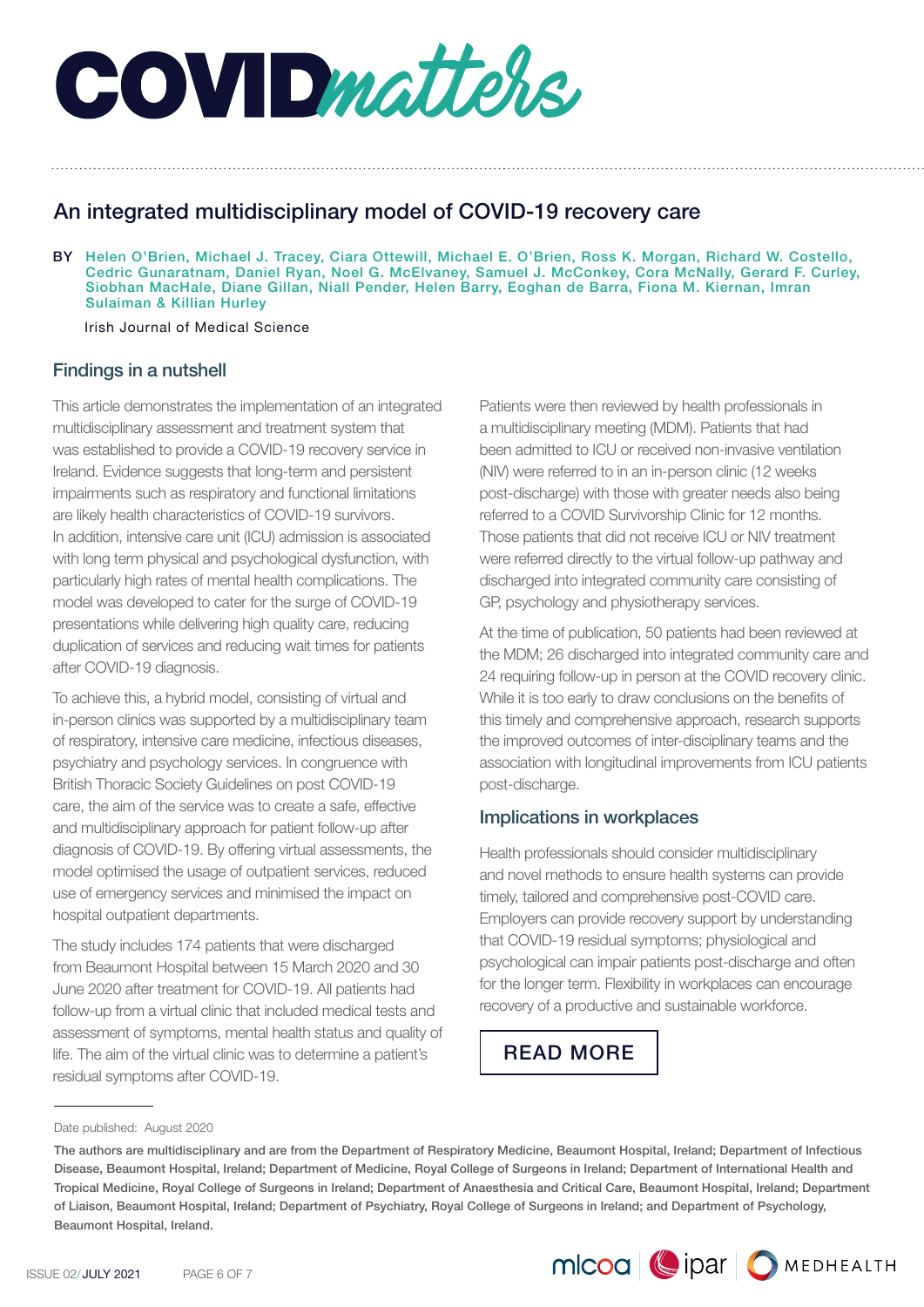# COVIDmatters

## An integrated multidisciplinary model of COVID-19 recovery care

BY Helen O'Brien, Michael J. Tracey, Ciara Ottewill, Michael E. O'Brien, Ross K. Morgan, Richard W. Costello, Cedric Gunaratnam, Daniel Ryan, Noel G. McElvaney, Samuel J. McConkey, Cora McNally, Gerard F. Curley, Siobhan MacHale, Diane Gillan, Niall Pender, Helen Barry, Eoghan de Barra, Fiona M. Kiernan, Imran Sulaiman & Killian Hurley

Irish Journal of Medical Science

### Findings in a nutshell

This article demonstrates the implementation of an integrated multidisciplinary assessment and treatment system that was established to provide a COVID-19 recovery service in Ireland. Evidence suggests that long-term and persistent impairments such as respiratory and functional limitations are likely health characteristics of COVID-19 survivors. In addition, intensive care unit (ICU) admission is associated with long term physical and psychological dysfunction, with particularly high rates of mental health complications. The model was developed to cater for the surge of COVID-19 presentations while delivering high quality care, reducing duplication of services and reducing wait times for patients after COVID-19 diagnosis.

To achieve this, a hybrid model, consisting of virtual and in-person clinics was supported by a multidisciplinary team of respiratory, intensive care medicine, infectious diseases, psychiatry and psychology services. In congruence with British Thoracic Society Guidelines on post COVID-19 care, the aim of the service was to create a safe, effective and multidisciplinary approach for patient follow-up after diagnosis of COVID-19. By offering virtual assessments, the model optimised the usage of outpatient services, reduced use of emergency services and minimised the impact on hospital outpatient departments.

The study includes 174 patients that were discharged from Beaumont Hospital between 15 March 2020 and 30 June 2020 after treatment for COVID-19. All patients had follow-up from a virtual clinic that included medical tests and assessment of symptoms, mental health status and quality of life. The aim of the virtual clinic was to determine a patient's residual symptoms after COVID-19.

Patients were then reviewed by health professionals in a multidisciplinary meeting (MDM). Patients that had been admitted to ICU or received non-invasive ventilation (NIV) were referred to in an in-person clinic (12 weeks post-discharge) with those with greater needs also being referred to a COVID Survivorship Clinic for 12 months. Those patients that did not receive ICU or NIV treatment were referred directly to the virtual follow-up pathway and discharged into integrated community care consisting of GP, psychology and physiotherapy services.

At the time of publication, 50 patients had been reviewed at the MDM; 26 discharged into integrated community care and 24 requiring follow-up in person at the COVID recovery clinic. While it is too early to draw conclusions on the benefits of this timely and comprehensive approach, research supports the improved outcomes of inter-disciplinary teams and the association with longitudinal improvements from ICU patients post-discharge.

### Implications in workplaces

Health professionals should consider multidisciplinary and novel methods to ensure health systems can provide timely, tailored and comprehensive post-COVID care. Employers can provide recovery support by understanding that COVID-19 residual symptoms; physiological and psychological can impair patients post-discharge and often for the longer term. Flexibility in workplaces can encourage recovery of a productive and sustainable workforce.

READ MORE

---

Date published: August 2020

The authors are multidisciplinary and are from the Department of Respiratory Medicine, Beaumont Hospital, Ireland; Department of Infectious Disease, Beaumont Hospital, Ireland; Department of Medicine, Royal College of Surgeons in Ireland; Department of International Health and Tropical Medicine, Royal College of Surgeons in Ireland; Department of Anaesthesia and Critical Care, Beaumont Hospital, Ireland; Department of Liaison, Beaumont Hospital, Ireland; Department of Psychiatry, Royal College of Surgeons in Ireland; and Department of Psychology, Beaumont Hospital, Ireland.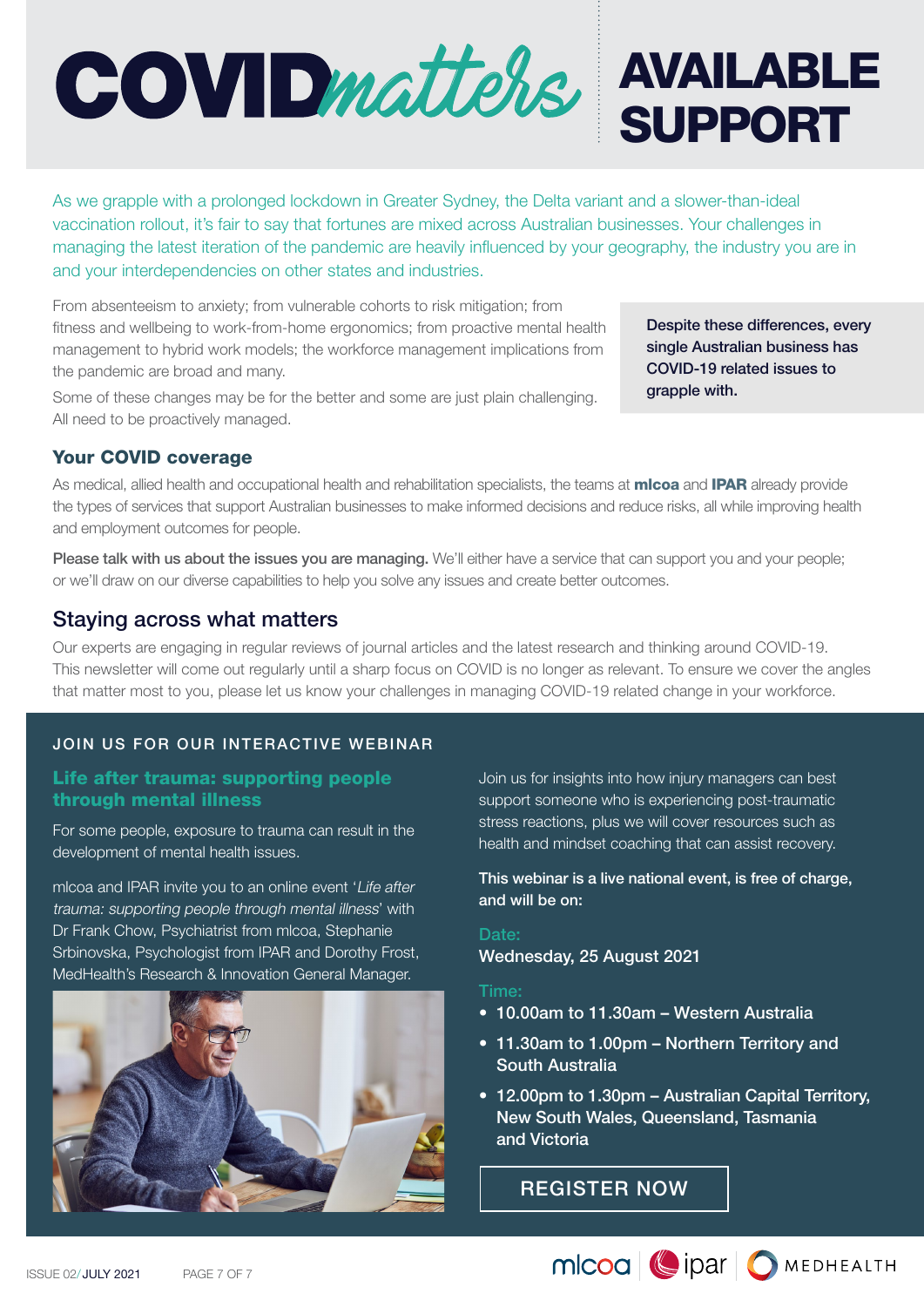# COVIDmatters AVAILABLE SUPPORT

As we grapple with a prolonged lockdown in Greater Sydney, the Delta variant and a slower-than-ideal vaccination rollout, it's fair to say that fortunes are mixed across Australian businesses. Your challenges in managing the latest iteration of the pandemic are heavily influenced by your geography, the industry you are in and your interdependencies on other states and industries.

From absenteeism to anxiety; from vulnerable cohorts to risk mitigation; from fitness and wellbeing to work-from-home ergonomics; from proactive mental health management to hybrid work models; the workforce management implications from the pandemic are broad and many.

Some of these changes may be for the better and some are just plain challenging. All need to be proactively managed.

**Despite these differences, every single Australian business has COVID-19 related issues to grapple with.**

## Your COVID coverage

As medical, allied health and occupational health and rehabilitation specialists, the teams at **mlcoa** and **IPAR** already provide the types of services that support Australian businesses to make informed decisions and reduce risks, all while improving health and employment outcomes for people.

**Please talk with us about the issues you are managing.** We'll either have a service that can support you and your people; or we'll draw on our diverse capabilities to help you solve any issues and create better outcomes.

## Staying across what matters

Our experts are engaging in regular reviews of journal articles and the latest research and thinking around COVID-19. This newsletter will come out regularly until a sharp focus on COVID is no longer as relevant. To ensure we cover the angles that matter most to you, please let us know your challenges in managing COVID-19 related change in your workforce.

## JOIN US FOR OUR INTERACTIVE WEBINAR

### Life after trauma: supporting people through mental illness

For some people, exposure to trauma can result in the development of mental health issues.

mlcoa and IPAR invite you to an online event '*Life after trauma: supporting people through mental illness*' with Dr Frank Chow, Psychiatrist from mlcoa, Stephanie Srbinovska, Psychologist from IPAR and Dorothy Frost, MedHealth's Research & Innovation General Manager.

Join us for insights into how injury managers can best support someone who is experiencing post-traumatic stress reactions, plus we will cover resources such as health and mindset coaching that can assist recovery.

**This webinar is a live national event, is free of charge, and will be on:**

Date:
**Wednesday, 25 August 2021**

Time:
- **10.00am to 11.30am – Western Australia**
- **11.30am to 1.00pm – Northern Territory and South Australia**
- **12.00pm to 1.30pm – Australian Capital Territory, New South Wales, Queensland, Tasmania and Victoria**

REGISTER NOW

mlcoa | ipar | MEDHEALTH